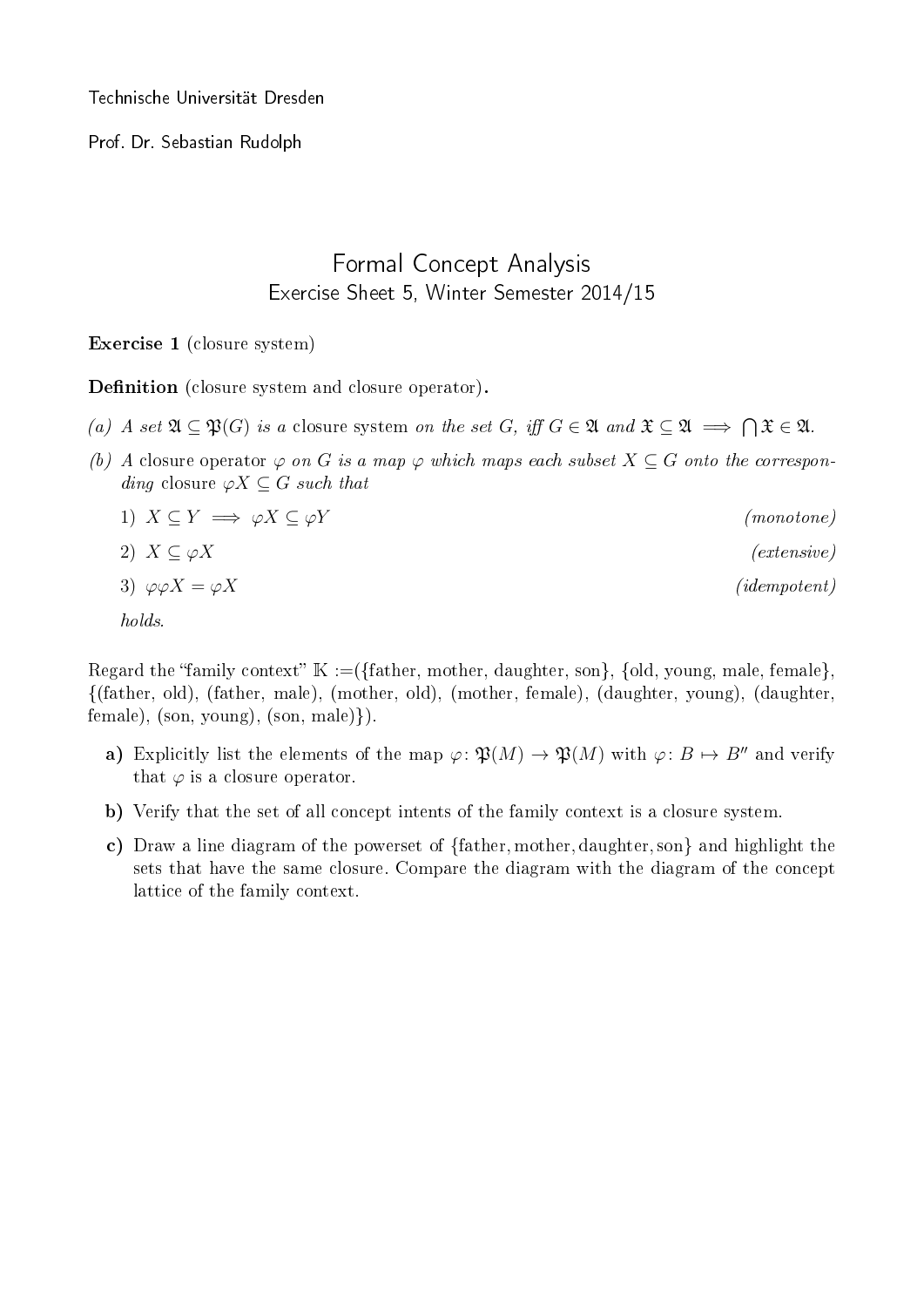Technische Universität Dresden

Prof. Dr. Sebastian Rudolph

# Formal Concept Analysis

## Exercise Sheet 5, Winter Semester 2014/15

**Exercise 1** (closure system)

**Definition** (closure system and closure operator)**.**

*(a) A set* $\mathfrak{A} \subseteq \mathfrak{P}(G)$ *is a* closure system *on the set* $G$*, iff* $G \in \mathfrak{A}$ *and* $\mathfrak{X} \subseteq \mathfrak{A} \implies \bigcap \mathfrak{X} \in \mathfrak{A}$.

*(b) A* closure operator $\varphi$ *on* $G$ *is a map* $\varphi$ *which maps each subset* $X \subseteq G$ *onto the corresponding* closure $\varphi X \subseteq G$ *such that*

1) $X \subseteq Y \implies \varphi X \subseteq \varphi Y$ *(monotone)*
2) $X \subseteq \varphi X$ *(extensive)*
3) $\varphi\varphi X = \varphi X$ *(idempotent)*

*holds.*

Regard the "family context" $\mathbb{K}$ :=({father, mother, daughter, son}, {old, young, male, female}, {(father, old), (father, male), (mother, old), (mother, female), (daughter, young), (daughter, female), (son, young), (son, male)}).

**a)** Explicitly list the elements of the map $\varphi\colon \mathfrak{P}(M) \to \mathfrak{P}(M)$ with $\varphi\colon B \mapsto B''$ and verify that $\varphi$ is a closure operator.

**b)** Verify that the set of all concept intents of the family context is a closure system.

**c)** Draw a line diagram of the powerset of {father, mother, daughter, son} and highlight the sets that have the same closure. Compare the diagram with the diagram of the concept lattice of the family context.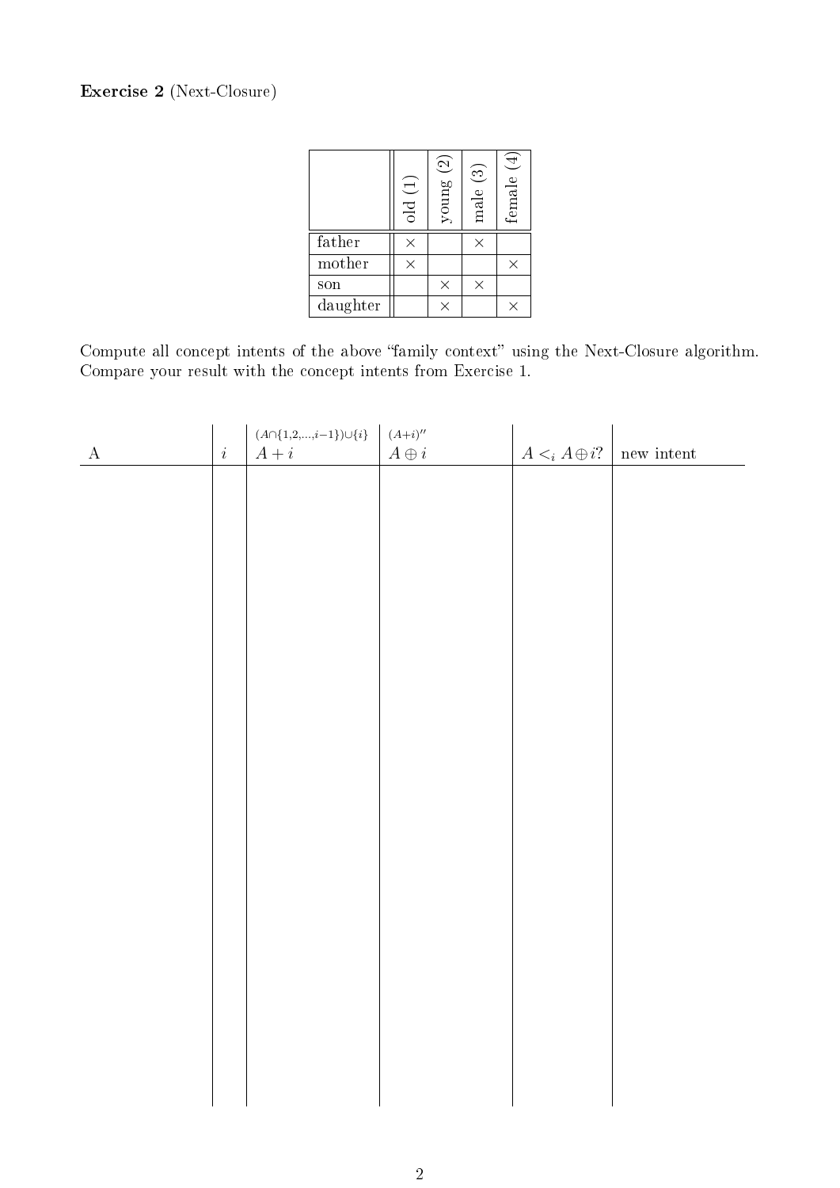**Exercise 2** (Next-Closure)

| | old (1) | young (2) | male (3) | female (4) |
|---|---|---|---|---|
| father | × | | × | |
| mother | × | | | × |
| son | | × | × | |
| daughter | | × | | × |

Compute all concept intents of the above "family context" using the Next-Closure algorithm. Compare your result with the concept intents from Exercise 1.

| A | $i$ | $(A \cap \{1, 2, \ldots, i-1\}) \cup \{i\}$ <br> $A + i$ | $(A+i)''$ <br> $A \oplus i$ | $A <_i A \oplus i$? | new intent |
|---|---|---|---|---|---|
| | | | | | |